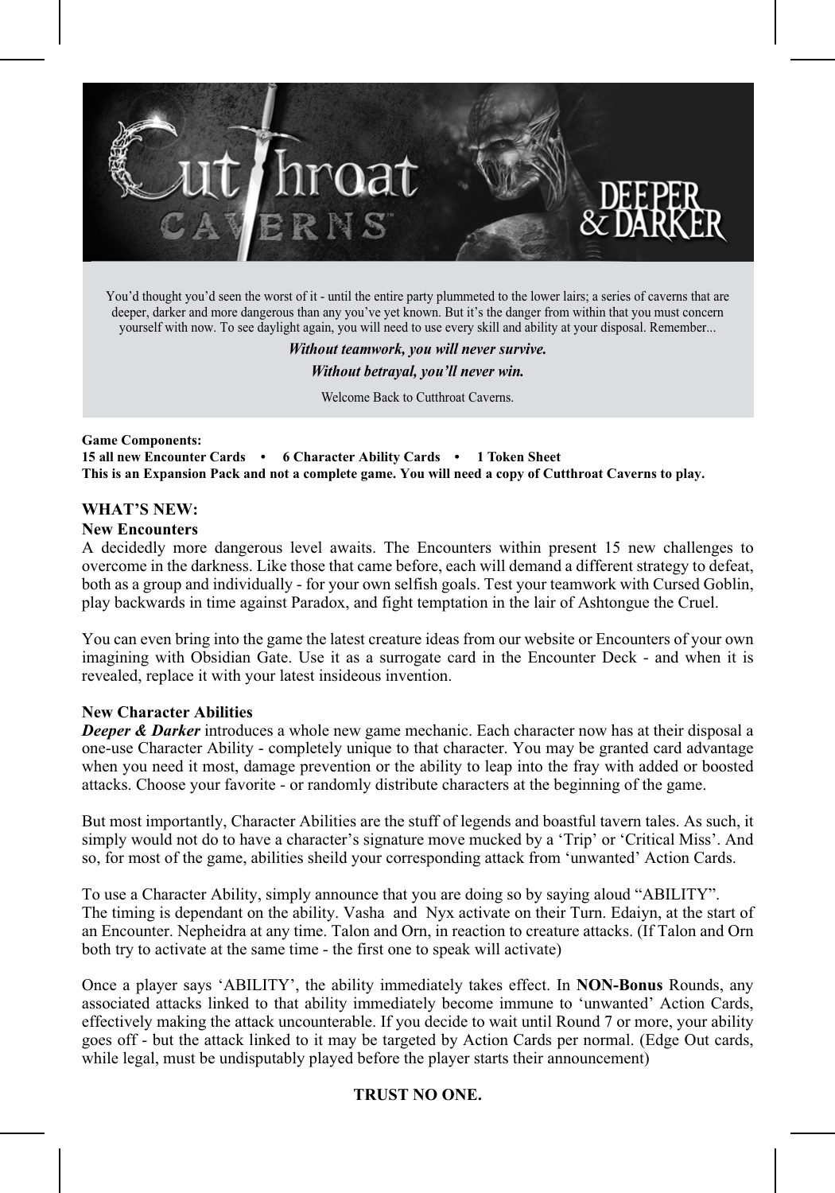# Cutthroat Caverns — Deeper & Darker

You'd thought you'd seen the worst of it - until the entire party plummeted to the lower lairs; a series of caverns that are deeper, darker and more dangerous than any you've yet known. But it's the danger from within that you must concern yourself with now. To see daylight again, you will need to use every skill and ability at your disposal. Remember...

***Without teamwork, you will never survive.***

***Without betrayal, you'll never win.***

Welcome Back to Cutthroat Caverns.

**Game Components:**
**15 all new Encounter Cards • 6 Character Ability Cards • 1 Token Sheet**
**This is an Expansion Pack and not a complete game. You will need a copy of Cutthroat Caverns to play.**

## WHAT'S NEW:

### New Encounters

A decidedly more dangerous level awaits. The Encounters within present 15 new challenges to overcome in the darkness. Like those that came before, each will demand a different strategy to defeat, both as a group and individually - for your own selfish goals. Test your teamwork with Cursed Goblin, play backwards in time against Paradox, and fight temptation in the lair of Ashtongue the Cruel.

You can even bring into the game the latest creature ideas from our website or Encounters of your own imagining with Obsidian Gate. Use it as a surrogate card in the Encounter Deck - and when it is revealed, replace it with your latest insideous invention.

### New Character Abilities

***Deeper & Darker*** introduces a whole new game mechanic. Each character now has at their disposal a one-use Character Ability - completely unique to that character. You may be granted card advantage when you need it most, damage prevention or the ability to leap into the fray with added or boosted attacks. Choose your favorite - or randomly distribute characters at the beginning of the game.

But most importantly, Character Abilities are the stuff of legends and boastful tavern tales. As such, it simply would not do to have a character's signature move mucked by a 'Trip' or 'Critical Miss'. And so, for most of the game, abilities sheild your corresponding attack from 'unwanted' Action Cards.

To use a Character Ability, simply announce that you are doing so by saying aloud "ABILITY".
The timing is dependant on the ability. Vasha and Nyx activate on their Turn. Edaiyn, at the start of an Encounter. Nepheidra at any time. Talon and Orn, in reaction to creature attacks. (If Talon and Orn both try to activate at the same time - the first one to speak will activate)

Once a player says 'ABILITY', the ability immediately takes effect. In **NON-Bonus** Rounds, any associated attacks linked to that ability immediately become immune to 'unwanted' Action Cards, effectively making the attack uncounterable. If you decide to wait until Round 7 or more, your ability goes off - but the attack linked to it may be targeted by Action Cards per normal. (Edge Out cards, while legal, must be undisputably played before the player starts their announcement)

**TRUST NO ONE.**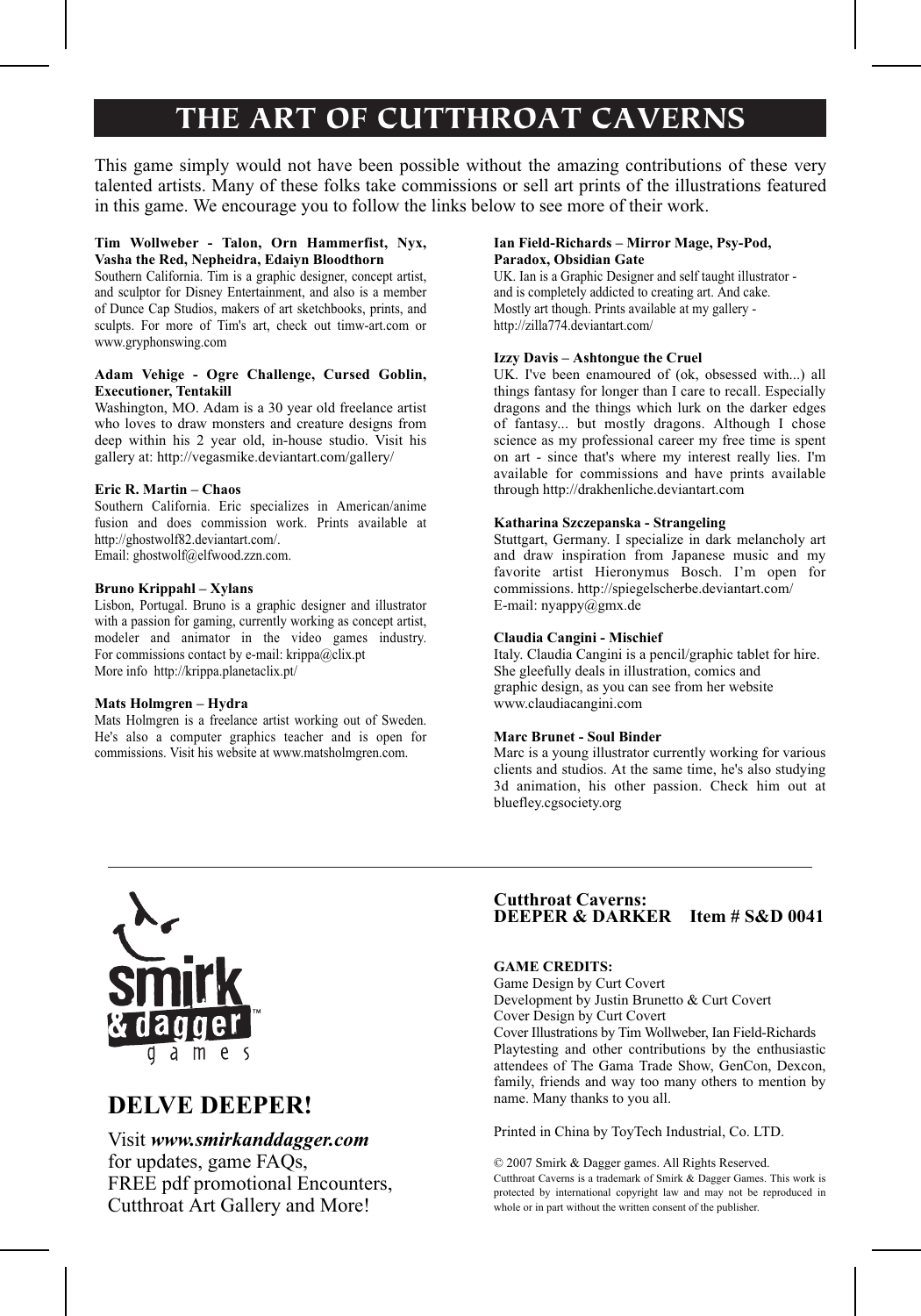# THE ART OF CUTTHROAT CAVERNS

This game simply would not have been possible without the amazing contributions of these very talented artists. Many of these folks take commissions or sell art prints of the illustrations featured in this game. We encourage you to follow the links below to see more of their work.

**Tim Wollweber - Talon, Orn Hammerfist, Nyx, Vasha the Red, Nepheidra, Edaiyn Bloodthorn**
Southern California. Tim is a graphic designer, concept artist, and sculptor for Disney Entertainment, and also is a member of Dunce Cap Studios, makers of art sketchbooks, prints, and sculpts. For more of Tim's art, check out timw-art.com or www.gryphonswing.com

**Adam Vehige - Ogre Challenge, Cursed Goblin, Executioner, Tentakill**
Washington, MO. Adam is a 30 year old freelance artist who loves to draw monsters and creature designs from deep within his 2 year old, in-house studio. Visit his gallery at: http://vegasmike.deviantart.com/gallery/

**Eric R. Martin – Chaos**
Southern California. Eric specializes in American/anime fusion and does commission work. Prints available at http://ghostwolf82.deviantart.com/.
Email: ghostwolf@elfwood.zzn.com.

**Bruno Krippahl – Xylans**
Lisbon, Portugal. Bruno is a graphic designer and illustrator with a passion for gaming, currently working as concept artist, modeler and animator in the video games industry. For commissions contact by e-mail: krippa@clix.pt
More info http://krippa.planetaclix.pt/

**Mats Holmgren – Hydra**
Mats Holmgren is a freelance artist working out of Sweden. He's also a computer graphics teacher and is open for commissions. Visit his website at www.matsholmgren.com.

**Ian Field-Richards – Mirror Mage, Psy-Pod, Paradox, Obsidian Gate**
UK. Ian is a Graphic Designer and self taught illustrator - and is completely addicted to creating art. And cake. Mostly art though. Prints available at my gallery - http://zilla774.deviantart.com/

**Izzy Davis – Ashtongue the Cruel**
UK. I've been enamoured of (ok, obsessed with...) all things fantasy for longer than I care to recall. Especially dragons and the things which lurk on the darker edges of fantasy... but mostly dragons. Although I chose science as my professional career my free time is spent on art - since that's where my interest really lies. I'm available for commissions and have prints available through http://drakhenliche.deviantart.com

**Katharina Szczepanska - Strangeling**
Stuttgart, Germany. I specialize in dark melancholy art and draw inspiration from Japanese music and my favorite artist Hieronymus Bosch. I'm open for commissions. http://spiegelscherbe.deviantart.com/
E-mail: nyappy@gmx.de

**Claudia Cangini - Mischief**
Italy. Claudia Cangini is a pencil/graphic tablet for hire. She gleefully deals in illustration, comics and graphic design, as you can see from her website www.claudiacangini.com

**Marc Brunet - Soul Binder**
Marc is a young illustrator currently working for various clients and studios. At the same time, he's also studying 3d animation, his other passion. Check him out at bluefley.cgsociety.org

---

smirk & dagger™ games

## DELVE DEEPER!

Visit ***www.smirkanddagger.com***
for updates, game FAQs,
FREE pdf promotional Encounters,
Cutthroat Art Gallery and More!

**Cutthroat Caverns:**
**DEEPER & DARKER Item # S&D 0041**

**GAME CREDITS:**
Game Design by Curt Covert
Development by Justin Brunetto & Curt Covert
Cover Design by Curt Covert
Cover Illustrations by Tim Wollweber, Ian Field-Richards
Playtesting and other contributions by the enthusiastic attendees of The Gama Trade Show, GenCon, Dexcon, family, friends and way too many others to mention by name. Many thanks to you all.

Printed in China by ToyTech Industrial, Co. LTD.

© 2007 Smirk & Dagger games. All Rights Reserved.
Cutthroat Caverns is a trademark of Smirk & Dagger Games. This work is protected by international copyright law and may not be reproduced in whole or in part without the written consent of the publisher.